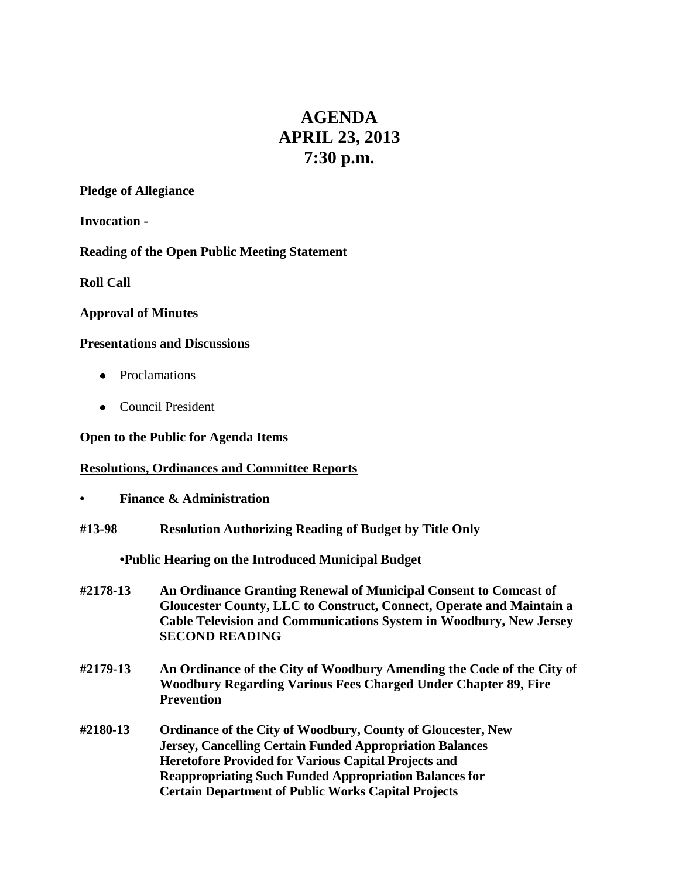# AGENDA
# APRIL 23, 2013
# 7:30 p.m.

**Pledge of Allegiance**

**Invocation -**

**Reading of the Open Public Meeting Statement**

**Roll Call**

**Approval of Minutes**

**Presentations and Discussions**

- Proclamations
- Council President

**Open to the Public for Agenda Items**

**<u>Resolutions, Ordinances and Committee Reports</u>**

- **Finance & Administration**

**#13-98** **Resolution Authorizing Reading of Budget by Title Only**

**•Public Hearing on the Introduced Municipal Budget**

**#2178-13** **An Ordinance Granting Renewal of Municipal Consent to Comcast of Gloucester County, LLC to Construct, Connect, Operate and Maintain a Cable Television and Communications System in Woodbury, New Jersey SECOND READING**

**#2179-13** **An Ordinance of the City of Woodbury Amending the Code of the City of Woodbury Regarding Various Fees Charged Under Chapter 89, Fire Prevention**

**#2180-13** **Ordinance of the City of Woodbury, County of Gloucester, New Jersey, Cancelling Certain Funded Appropriation Balances Heretofore Provided for Various Capital Projects and Reappropriating Such Funded Appropriation Balances for Certain Department of Public Works Capital Projects**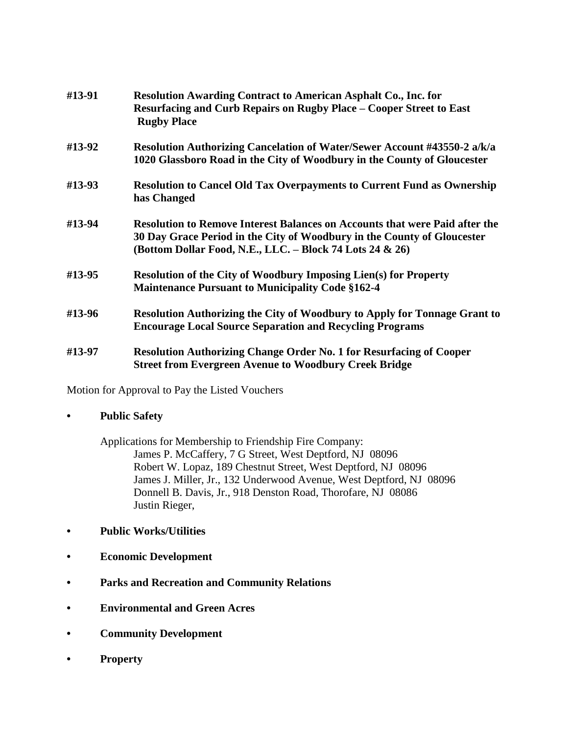**#13-91** **Resolution Awarding Contract to American Asphalt Co., Inc. for Resurfacing and Curb Repairs on Rugby Place – Cooper Street to East Rugby Place**

**#13-92** **Resolution Authorizing Cancelation of Water/Sewer Account #43550-2 a/k/a 1020 Glassboro Road in the City of Woodbury in the County of Gloucester**

**#13-93** **Resolution to Cancel Old Tax Overpayments to Current Fund as Ownership has Changed**

**#13-94** **Resolution to Remove Interest Balances on Accounts that were Paid after the 30 Day Grace Period in the City of Woodbury in the County of Gloucester (Bottom Dollar Food, N.E., LLC. – Block 74 Lots 24 & 26)**

**#13-95** **Resolution of the City of Woodbury Imposing Lien(s) for Property Maintenance Pursuant to Municipality Code §162-4**

**#13-96** **Resolution Authorizing the City of Woodbury to Apply for Tonnage Grant to Encourage Local Source Separation and Recycling Programs**

**#13-97** **Resolution Authorizing Change Order No. 1 for Resurfacing of Cooper Street from Evergreen Avenue to Woodbury Creek Bridge**

Motion for Approval to Pay the Listed Vouchers

- **Public Safety**

  Applications for Membership to Friendship Fire Company:
  James P. McCaffery, 7 G Street, West Deptford, NJ 08096
  Robert W. Lopaz, 189 Chestnut Street, West Deptford, NJ 08096
  James J. Miller, Jr., 132 Underwood Avenue, West Deptford, NJ 08096
  Donnell B. Davis, Jr., 918 Denston Road, Thorofare, NJ 08086
  Justin Rieger,

- **Public Works/Utilities**
- **Economic Development**
- **Parks and Recreation and Community Relations**
- **Environmental and Green Acres**
- **Community Development**
- **Property**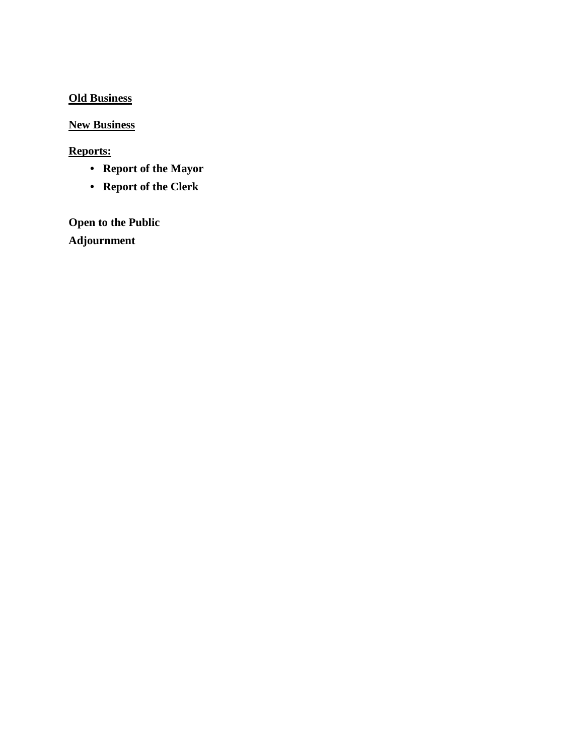**<u>Old Business</u>**

**<u>New Business</u>**

**<u>Reports:</u>**

- **Report of the Mayor**
- **Report of the Clerk**

**Open to the Public**

**Adjournment**